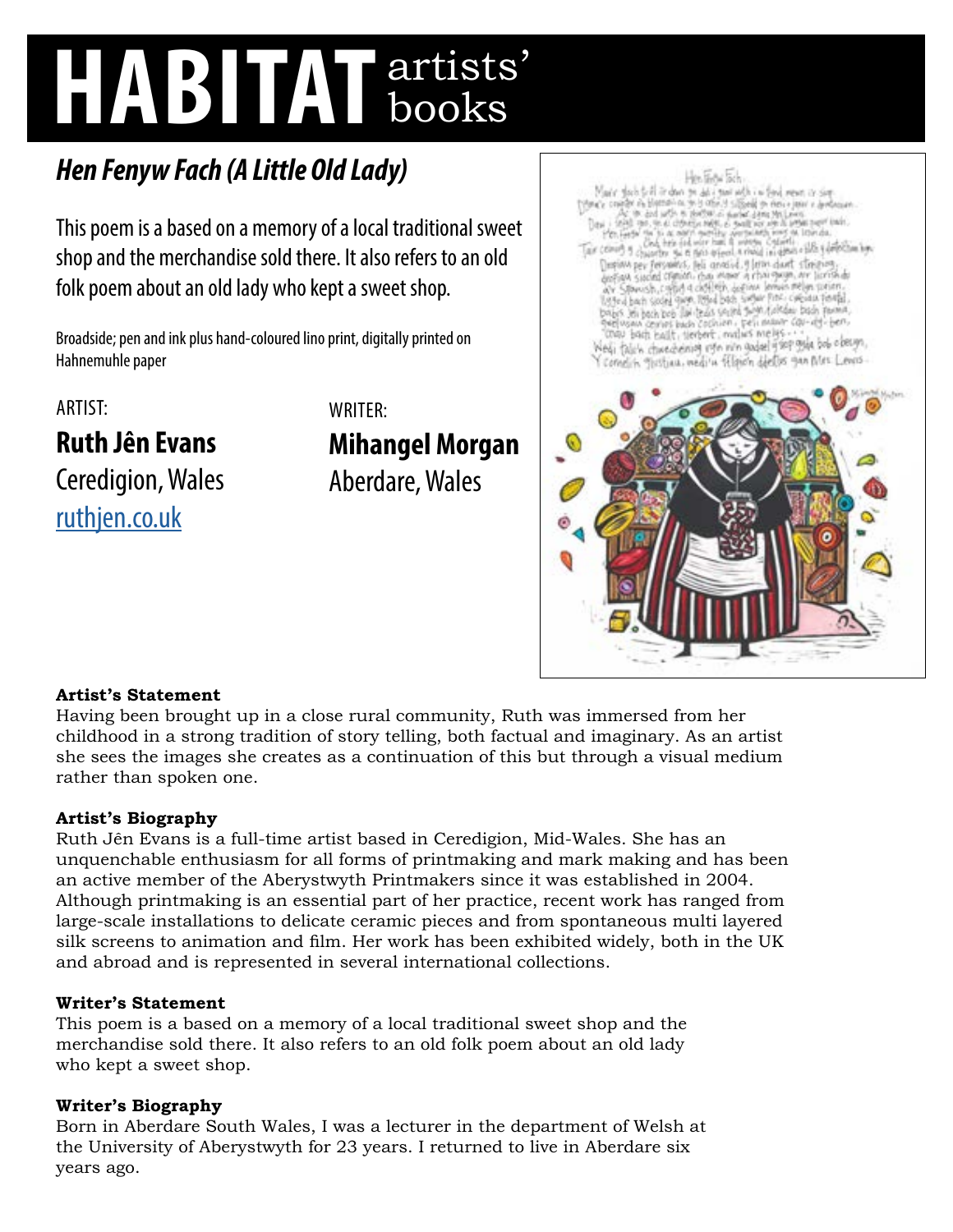# HABITAT artists' books

## *Hen Fenyw Fach (A Little Old Lady)*

This poem is a based on a memory of a local traditional sweet shop and the merchandise sold there. It also refers to an old folk poem about an old lady who kept a sweet shop.

Broadside; pen and ink plus hand-coloured lino print, digitally printed on Hahnemuhle paper

ARTIST:

**Ruth Jên Evans**
Ceredigion, Wales
ruthjen.co.uk

WRITER:

**Mihangel Morgan**
Aberdare, Wales

**Artist's Statement**

Having been brought up in a close rural community, Ruth was immersed from her childhood in a strong tradition of story telling, both factual and imaginary. As an artist she sees the images she creates as a continuation of this but through a visual medium rather than spoken one.

**Artist's Biography**

Ruth Jên Evans is a full-time artist based in Ceredigion, Mid-Wales. She has an unquenchable enthusiasm for all forms of printmaking and mark making and has been an active member of the Aberystwyth Printmakers since it was established in 2004. Although printmaking is an essential part of her practice, recent work has ranged from large-scale installations to delicate ceramic pieces and from spontaneous multi layered silk screens to animation and film. Her work has been exhibited widely, both in the UK and abroad and is represented in several international collections.

**Writer's Statement**

This poem is a based on a memory of a local traditional sweet shop and the merchandise sold there. It also refers to an old folk poem about an old lady who kept a sweet shop.

**Writer's Biography**

Born in Aberdare South Wales, I was a lecturer in the department of Welsh at the University of Aberystwyth for 23 years. I returned to live in Aberdare six years ago.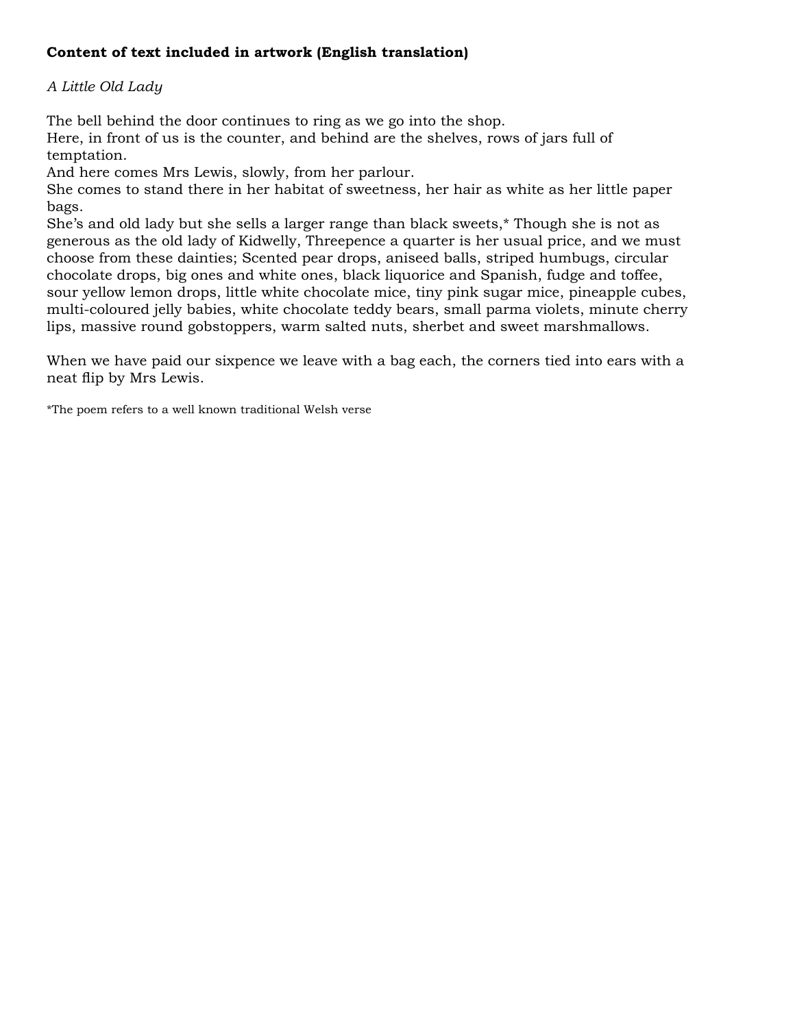**Content of text included in artwork (English translation)**

*A Little Old Lady*

The bell behind the door continues to ring as we go into the shop.
Here, in front of us is the counter, and behind are the shelves, rows of jars full of temptation.
And here comes Mrs Lewis, slowly, from her parlour.
She comes to stand there in her habitat of sweetness, her hair as white as her little paper bags.
She's and old lady but she sells a larger range than black sweets,* Though she is not as generous as the old lady of Kidwelly, Threepence a quarter is her usual price, and we must choose from these dainties; Scented pear drops, aniseed balls, striped humbugs, circular chocolate drops, big ones and white ones, black liquorice and Spanish, fudge and toffee, sour yellow lemon drops, little white chocolate mice, tiny pink sugar mice, pineapple cubes, multi-coloured jelly babies, white chocolate teddy bears, small parma violets, minute cherry lips, massive round gobstoppers, warm salted nuts, sherbet and sweet marshmallows.

When we have paid our sixpence we leave with a bag each, the corners tied into ears with a neat flip by Mrs Lewis.

*The poem refers to a well known traditional Welsh verse